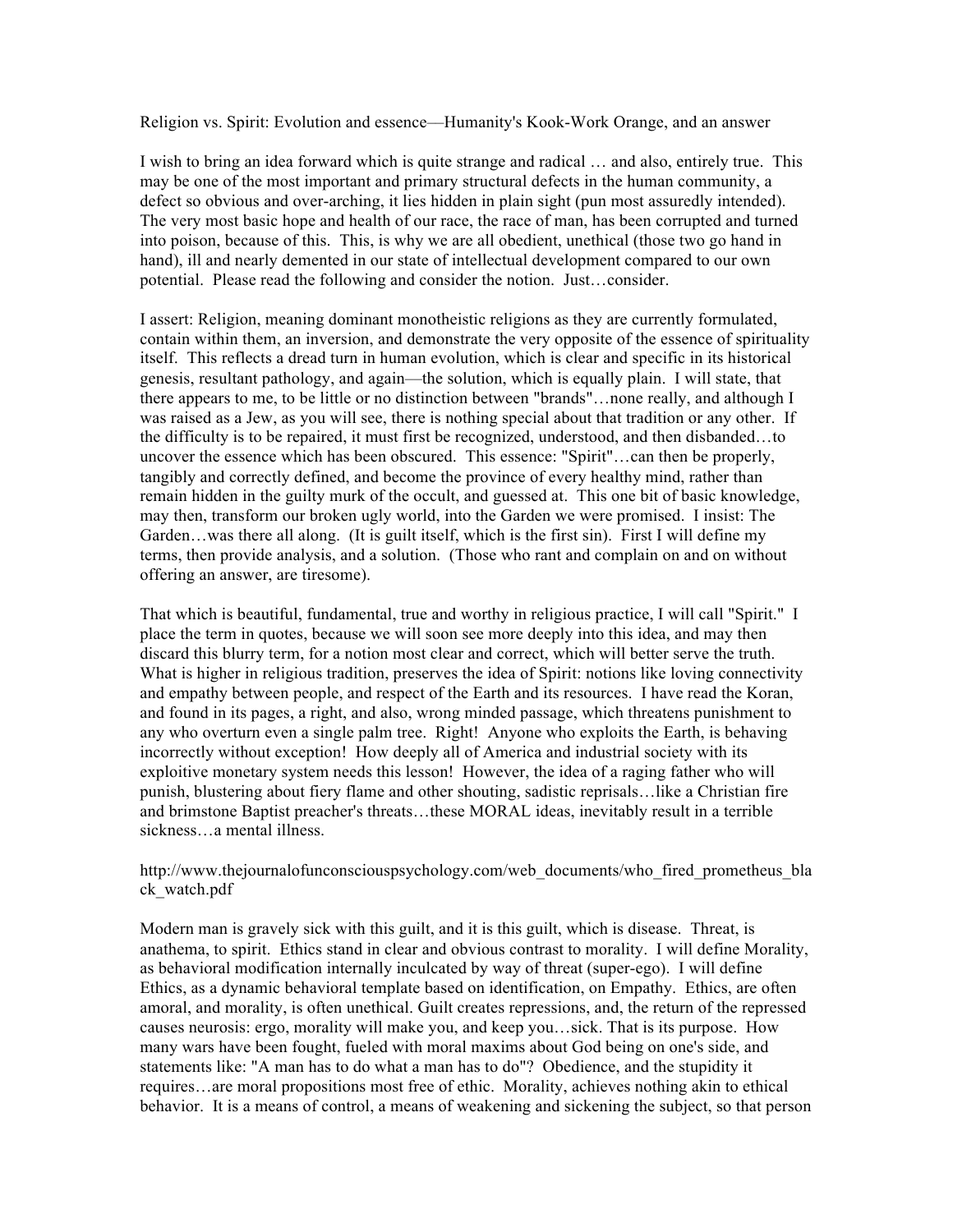Religion vs. Spirit: Evolution and essence—Humanity's Kook-Work Orange, and an answer

I wish to bring an idea forward which is quite strange and radical … and also, entirely true. This may be one of the most important and primary structural defects in the human community, a defect so obvious and over-arching, it lies hidden in plain sight (pun most assuredly intended). The very most basic hope and health of our race, the race of man, has been corrupted and turned into poison, because of this. This, is why we are all obedient, unethical (those two go hand in hand), ill and nearly demented in our state of intellectual development compared to our own potential. Please read the following and consider the notion. Just…consider.

I assert: Religion, meaning dominant monotheistic religions as they are currently formulated, contain within them, an inversion, and demonstrate the very opposite of the essence of spirituality itself. This reflects a dread turn in human evolution, which is clear and specific in its historical genesis, resultant pathology, and again—the solution, which is equally plain. I will state, that there appears to me, to be little or no distinction between "brands"…none really, and although I was raised as a Jew, as you will see, there is nothing special about that tradition or any other. If the difficulty is to be repaired, it must first be recognized, understood, and then disbanded…to uncover the essence which has been obscured. This essence: "Spirit"…can then be properly, tangibly and correctly defined, and become the province of every healthy mind, rather than remain hidden in the guilty murk of the occult, and guessed at. This one bit of basic knowledge, may then, transform our broken ugly world, into the Garden we were promised. I insist: The Garden…was there all along. (It is guilt itself, which is the first sin). First I will define my terms, then provide analysis, and a solution. (Those who rant and complain on and on without offering an answer, are tiresome).

That which is beautiful, fundamental, true and worthy in religious practice, I will call "Spirit." I place the term in quotes, because we will soon see more deeply into this idea, and may then discard this blurry term, for a notion most clear and correct, which will better serve the truth. What is higher in religious tradition, preserves the idea of Spirit: notions like loving connectivity and empathy between people, and respect of the Earth and its resources. I have read the Koran, and found in its pages, a right, and also, wrong minded passage, which threatens punishment to any who overturn even a single palm tree. Right! Anyone who exploits the Earth, is behaving incorrectly without exception! How deeply all of America and industrial society with its exploitive monetary system needs this lesson! However, the idea of a raging father who will punish, blustering about fiery flame and other shouting, sadistic reprisals…like a Christian fire and brimstone Baptist preacher's threats…these MORAL ideas, inevitably result in a terrible sickness…a mental illness.

http://www.thejournalofunconsciouspsychology.com/web_documents/who_fired_prometheus_black_watch.pdf

Modern man is gravely sick with this guilt, and it is this guilt, which is disease. Threat, is anathema, to spirit. Ethics stand in clear and obvious contrast to morality. I will define Morality, as behavioral modification internally inculcated by way of threat (super-ego). I will define Ethics, as a dynamic behavioral template based on identification, on Empathy. Ethics, are often amoral, and morality, is often unethical. Guilt creates repressions, and, the return of the repressed causes neurosis: ergo, morality will make you, and keep you…sick. That is its purpose. How many wars have been fought, fueled with moral maxims about God being on one's side, and statements like: "A man has to do what a man has to do"? Obedience, and the stupidity it requires…are moral propositions most free of ethic. Morality, achieves nothing akin to ethical behavior. It is a means of control, a means of weakening and sickening the subject, so that person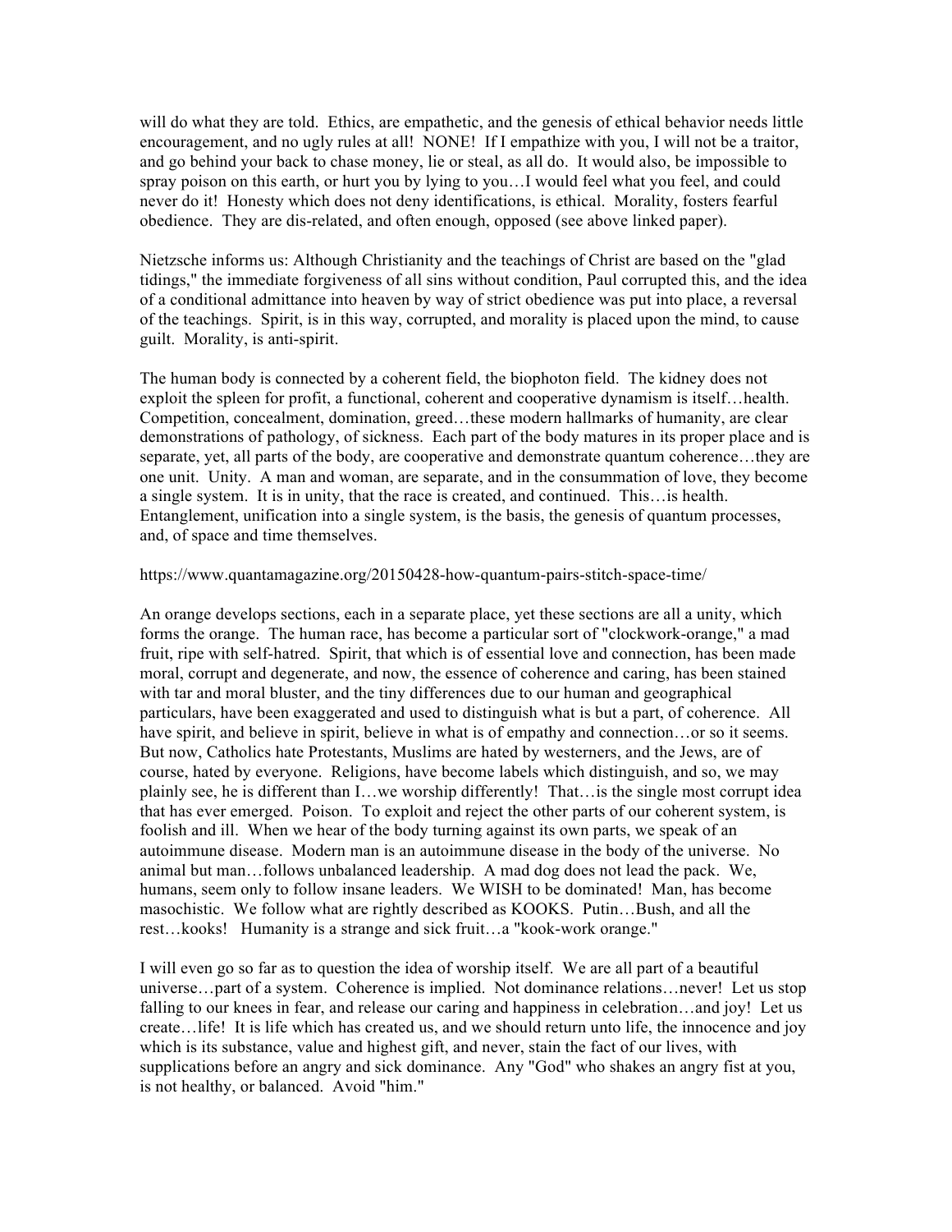will do what they are told. Ethics, are empathetic, and the genesis of ethical behavior needs little encouragement, and no ugly rules at all! NONE! If I empathize with you, I will not be a traitor, and go behind your back to chase money, lie or steal, as all do. It would also, be impossible to spray poison on this earth, or hurt you by lying to you…I would feel what you feel, and could never do it! Honesty which does not deny identifications, is ethical. Morality, fosters fearful obedience. They are dis-related, and often enough, opposed (see above linked paper).

Nietzsche informs us: Although Christianity and the teachings of Christ are based on the "glad tidings," the immediate forgiveness of all sins without condition, Paul corrupted this, and the idea of a conditional admittance into heaven by way of strict obedience was put into place, a reversal of the teachings. Spirit, is in this way, corrupted, and morality is placed upon the mind, to cause guilt. Morality, is anti-spirit.

The human body is connected by a coherent field, the biophoton field. The kidney does not exploit the spleen for profit, a functional, coherent and cooperative dynamism is itself…health. Competition, concealment, domination, greed…these modern hallmarks of humanity, are clear demonstrations of pathology, of sickness. Each part of the body matures in its proper place and is separate, yet, all parts of the body, are cooperative and demonstrate quantum coherence…they are one unit. Unity. A man and woman, are separate, and in the consummation of love, they become a single system. It is in unity, that the race is created, and continued. This…is health. Entanglement, unification into a single system, is the basis, the genesis of quantum processes, and, of space and time themselves.

https://www.quantamagazine.org/20150428-how-quantum-pairs-stitch-space-time/

An orange develops sections, each in a separate place, yet these sections are all a unity, which forms the orange. The human race, has become a particular sort of "clockwork-orange," a mad fruit, ripe with self-hatred. Spirit, that which is of essential love and connection, has been made moral, corrupt and degenerate, and now, the essence of coherence and caring, has been stained with tar and moral bluster, and the tiny differences due to our human and geographical particulars, have been exaggerated and used to distinguish what is but a part, of coherence. All have spirit, and believe in spirit, believe in what is of empathy and connection…or so it seems. But now, Catholics hate Protestants, Muslims are hated by westerners, and the Jews, are of course, hated by everyone. Religions, have become labels which distinguish, and so, we may plainly see, he is different than I…we worship differently! That…is the single most corrupt idea that has ever emerged. Poison. To exploit and reject the other parts of our coherent system, is foolish and ill. When we hear of the body turning against its own parts, we speak of an autoimmune disease. Modern man is an autoimmune disease in the body of the universe. No animal but man…follows unbalanced leadership. A mad dog does not lead the pack. We, humans, seem only to follow insane leaders. We WISH to be dominated! Man, has become masochistic. We follow what are rightly described as KOOKS. Putin…Bush, and all the rest…kooks! Humanity is a strange and sick fruit…a "kook-work orange."

I will even go so far as to question the idea of worship itself. We are all part of a beautiful universe…part of a system. Coherence is implied. Not dominance relations…never! Let us stop falling to our knees in fear, and release our caring and happiness in celebration…and joy! Let us create…life! It is life which has created us, and we should return unto life, the innocence and joy which is its substance, value and highest gift, and never, stain the fact of our lives, with supplications before an angry and sick dominance. Any "God" who shakes an angry fist at you, is not healthy, or balanced. Avoid "him."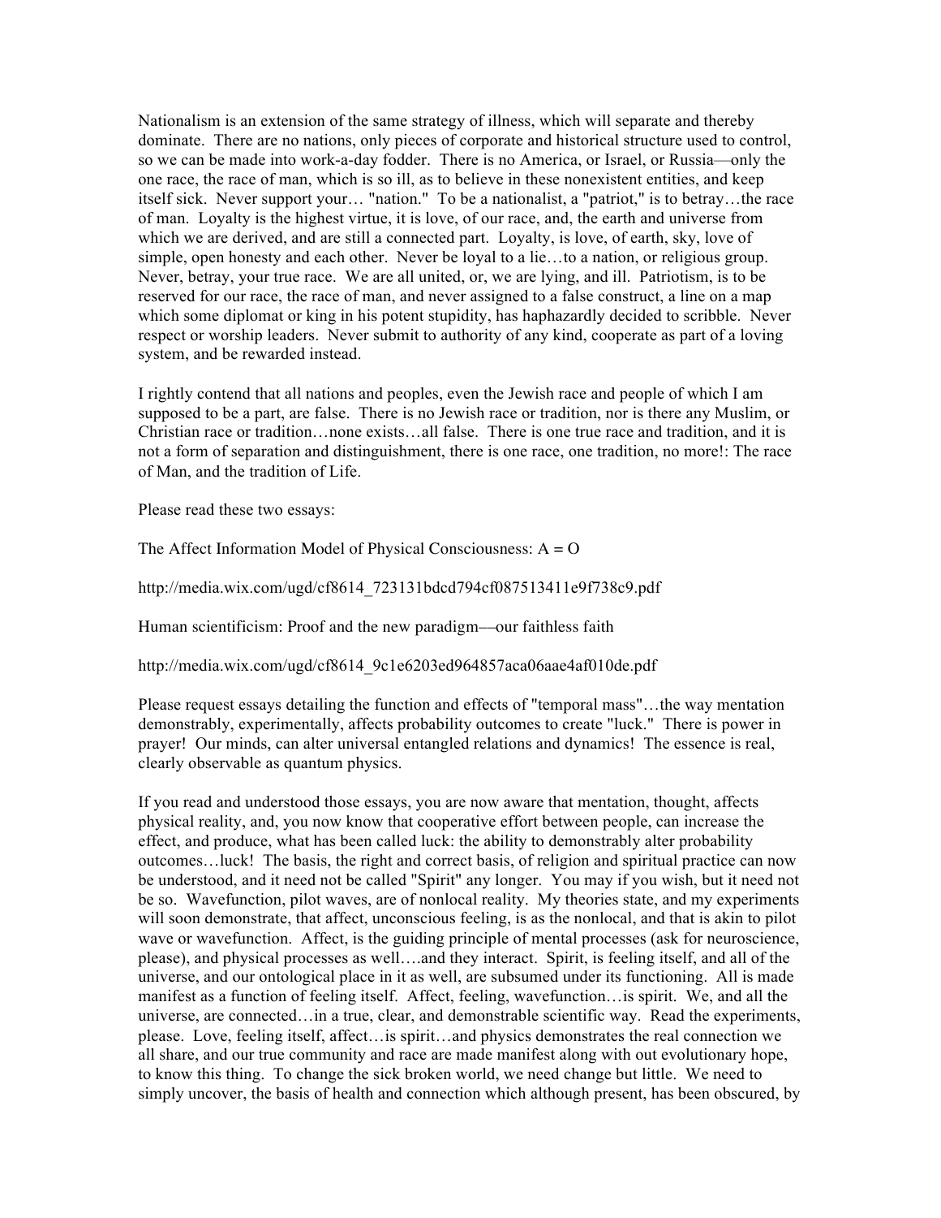Nationalism is an extension of the same strategy of illness, which will separate and thereby dominate. There are no nations, only pieces of corporate and historical structure used to control, so we can be made into work-a-day fodder. There is no America, or Israel, or Russia—only the one race, the race of man, which is so ill, as to believe in these nonexistent entities, and keep itself sick. Never support your… "nation." To be a nationalist, a "patriot," is to betray…the race of man. Loyalty is the highest virtue, it is love, of our race, and, the earth and universe from which we are derived, and are still a connected part. Loyalty, is love, of earth, sky, love of simple, open honesty and each other. Never be loyal to a lie…to a nation, or religious group. Never, betray, your true race. We are all united, or, we are lying, and ill. Patriotism, is to be reserved for our race, the race of man, and never assigned to a false construct, a line on a map which some diplomat or king in his potent stupidity, has haphazardly decided to scribble. Never respect or worship leaders. Never submit to authority of any kind, cooperate as part of a loving system, and be rewarded instead.

I rightly contend that all nations and peoples, even the Jewish race and people of which I am supposed to be a part, are false. There is no Jewish race or tradition, nor is there any Muslim, or Christian race or tradition…none exists…all false. There is one true race and tradition, and it is not a form of separation and distinguishment, there is one race, one tradition, no more!: The race of Man, and the tradition of Life.

Please read these two essays:

The Affect Information Model of Physical Consciousness: A = O

http://media.wix.com/ugd/cf8614_723131bdcd794cf087513411e9f738c9.pdf

Human scientificism: Proof and the new paradigm—our faithless faith

http://media.wix.com/ugd/cf8614_9c1e6203ed964857aca06aae4af010de.pdf

Please request essays detailing the function and effects of "temporal mass"…the way mentation demonstrably, experimentally, affects probability outcomes to create "luck." There is power in prayer! Our minds, can alter universal entangled relations and dynamics! The essence is real, clearly observable as quantum physics.

If you read and understood those essays, you are now aware that mentation, thought, affects physical reality, and, you now know that cooperative effort between people, can increase the effect, and produce, what has been called luck: the ability to demonstrably alter probability outcomes…luck! The basis, the right and correct basis, of religion and spiritual practice can now be understood, and it need not be called "Spirit" any longer. You may if you wish, but it need not be so. Wavefunction, pilot waves, are of nonlocal reality. My theories state, and my experiments will soon demonstrate, that affect, unconscious feeling, is as the nonlocal, and that is akin to pilot wave or wavefunction. Affect, is the guiding principle of mental processes (ask for neuroscience, please), and physical processes as well….and they interact. Spirit, is feeling itself, and all of the universe, and our ontological place in it as well, are subsumed under its functioning. All is made manifest as a function of feeling itself. Affect, feeling, wavefunction…is spirit. We, and all the universe, are connected…in a true, clear, and demonstrable scientific way. Read the experiments, please. Love, feeling itself, affect…is spirit…and physics demonstrates the real connection we all share, and our true community and race are made manifest along with out evolutionary hope, to know this thing. To change the sick broken world, we need change but little. We need to simply uncover, the basis of health and connection which although present, has been obscured, by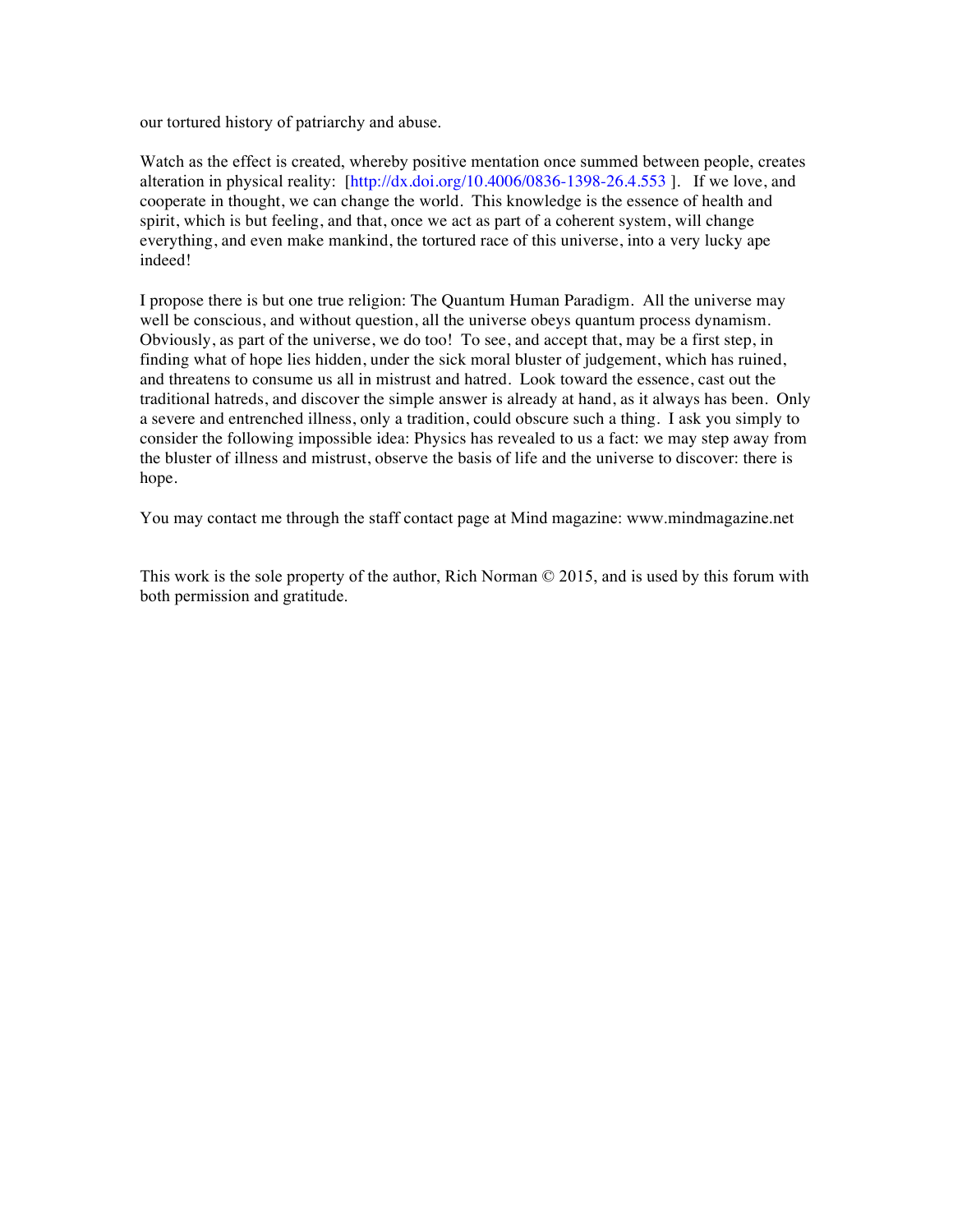our tortured history of patriarchy and abuse.

Watch as the effect is created, whereby positive mentation once summed between people, creates alteration in physical reality: [http://dx.doi.org/10.4006/0836-1398-26.4.553 ]. If we love, and cooperate in thought, we can change the world. This knowledge is the essence of health and spirit, which is but feeling, and that, once we act as part of a coherent system, will change everything, and even make mankind, the tortured race of this universe, into a very lucky ape indeed!

I propose there is but one true religion: The Quantum Human Paradigm. All the universe may well be conscious, and without question, all the universe obeys quantum process dynamism. Obviously, as part of the universe, we do too! To see, and accept that, may be a first step, in finding what of hope lies hidden, under the sick moral bluster of judgement, which has ruined, and threatens to consume us all in mistrust and hatred. Look toward the essence, cast out the traditional hatreds, and discover the simple answer is already at hand, as it always has been. Only a severe and entrenched illness, only a tradition, could obscure such a thing. I ask you simply to consider the following impossible idea: Physics has revealed to us a fact: we may step away from the bluster of illness and mistrust, observe the basis of life and the universe to discover: there is hope.

You may contact me through the staff contact page at Mind magazine: www.mindmagazine.net

This work is the sole property of the author, Rich Norman © 2015, and is used by this forum with both permission and gratitude.